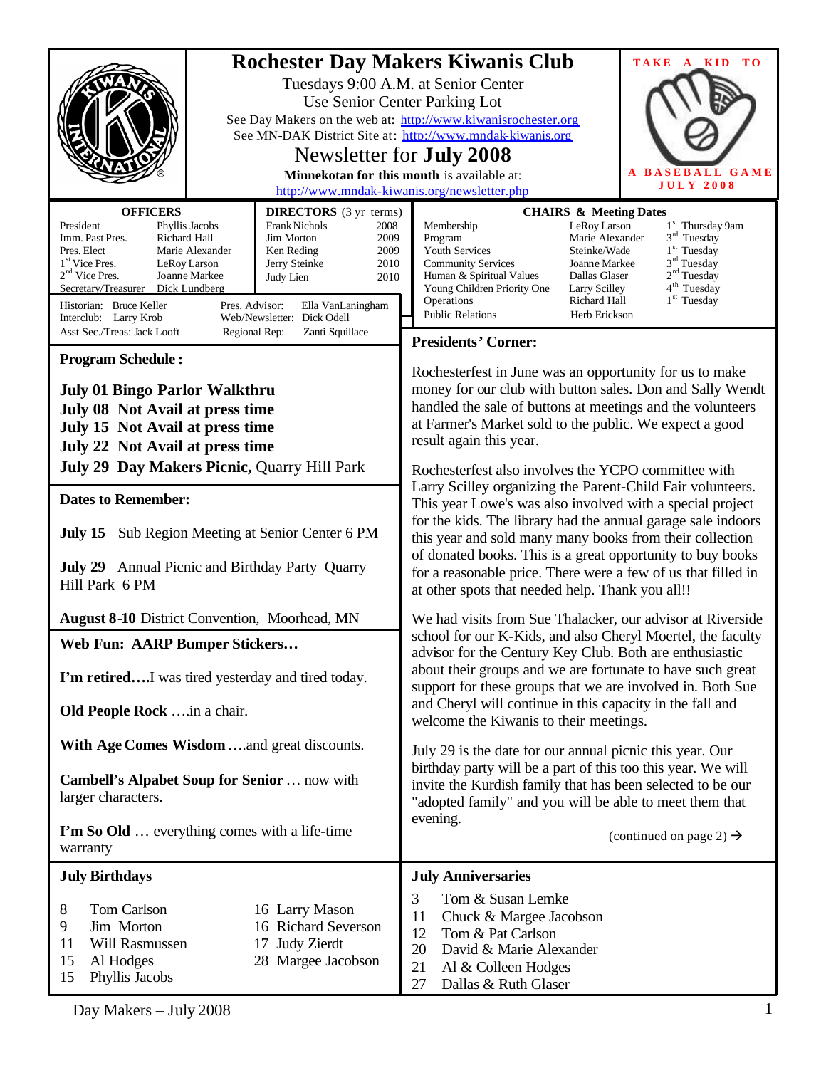# Rochester Day Makers Kiwanis Club

Tuesdays 9:00 A.M. at Senior Center
Use Senior Center Parking Lot
See Day Makers on the web at: http://www.kiwanisrochester.org
See MN-DAK District Site at: http://www.mndak-kiwanis.org

## Newsletter for July 2008

**Minnekotan for this month** is available at: http://www.mndak-kiwanis.org/newsletter.php

TAKE A KID TO A BASEBALL GAME JULY 2008

| OFFICERS | |
|---|---|
| President | Phyllis Jacobs |
| Imm. Past Pres. | Richard Hall |
| Pres. Elect | Marie Alexander |
| 1st Vice Pres. | LeRoy Larson |
| 2nd Vice Pres. | Joanne Markee |
| Secretary/Treasurer | Dick Lundberg |
| Historian | Bruce Keller |
| Interclub | Larry Krob |
| Asst Sec./Treas | Jack Looft |
| Pres. Advisor | Ella VanLaningham |
| Web/Newsletter | Dick Odell |
| Regional Rep | Zanti Squillace |

| DIRECTORS (3 yr terms) | |
|---|---|
| Frank Nichols | 2008 |
| Jim Morton | 2009 |
| Ken Reding | 2009 |
| Jerry Steinke | 2010 |
| Judy Lien | 2010 |

| CHAIRS & Meeting Dates | | |
|---|---|---|
| Membership | LeRoy Larson | 1st Thursday 9am |
| Program | Marie Alexander | 3rd Tuesday |
| Youth Services | Steinke/Wade | 1st Tuesday |
| Community Services | Joanne Markee | 3rd Tuesday |
| Human & Spiritual Values | Dallas Glaser | 2nd Tuesday |
| Young Children Priority One | Larry Scilley | 4th Tuesday |
| Operations | Richard Hall | 1st Tuesday |
| Public Relations | Herb Erickson | |

## Program Schedule :

**July 01 Bingo Parlor Walkthru**
**July 08 Not Avail at press time**
**July 15 Not Avail at press time**
**July 22 Not Avail at press time**
**July 29 Day Makers Picnic,** Quarry Hill Park

## Dates to Remember:

**July 15** Sub Region Meeting at Senior Center 6 PM

**July 29** Annual Picnic and Birthday Party Quarry Hill Park 6 PM

**August 8-10** District Convention, Moorhead, MN

## Web Fun: AARP Bumper Stickers…

**I'm retired….**I was tired yesterday and tired today.

**Old People Rock** ….in a chair.

**With Age Comes Wisdom** ….and great discounts.

**Cambell's Alpabet Soup for Senior** … now with larger characters.

**I'm So Old** … everything comes with a life-time warranty

## Presidents' Corner:

Rochesterfest in June was an opportunity for us to make money for our club with button sales. Don and Sally Wendt handled the sale of buttons at meetings and the volunteers at Farmer's Market sold to the public. We expect a good result again this year.

Rochesterfest also involves the YCPO committee with Larry Scilley organizing the Parent-Child Fair volunteers. This year Lowe's was also involved with a special project for the kids. The library had the annual garage sale indoors this year and sold many many books from their collection of donated books. This is a great opportunity to buy books for a reasonable price. There were a few of us that filled in at other spots that needed help. Thank you all!!

We had visits from Sue Thalacker, our advisor at Riverside school for our K-Kids, and also Cheryl Moertel, the faculty advisor for the Century Key Club. Both are enthusiastic about their groups and we are fortunate to have such great support for these groups that we are involved in. Both Sue and Cheryl will continue in this capacity in the fall and welcome the Kiwanis to their meetings.

July 29 is the date for our annual picnic this year. Our birthday party will be a part of this too this year. We will invite the Kurdish family that has been selected to be our "adopted family" and you will be able to meet them that evening.

(continued on page 2) →

## July Birthdays

| | |
|---|---|
| 8 | Tom Carlson |
| 9 | Jim Morton |
| 11 | Will Rasmussen |
| 15 | Al Hodges |
| 15 | Phyllis Jacobs |
| 16 | Larry Mason |
| 16 | Richard Severson |
| 17 | Judy Zierdt |
| 28 | Margee Jacobson |

## July Anniversaries

| | |
|---|---|
| 3 | Tom & Susan Lemke |
| 11 | Chuck & Margee Jacobson |
| 12 | Tom & Pat Carlson |
| 20 | David & Marie Alexander |
| 21 | Al & Colleen Hodges |
| 27 | Dallas & Ruth Glaser |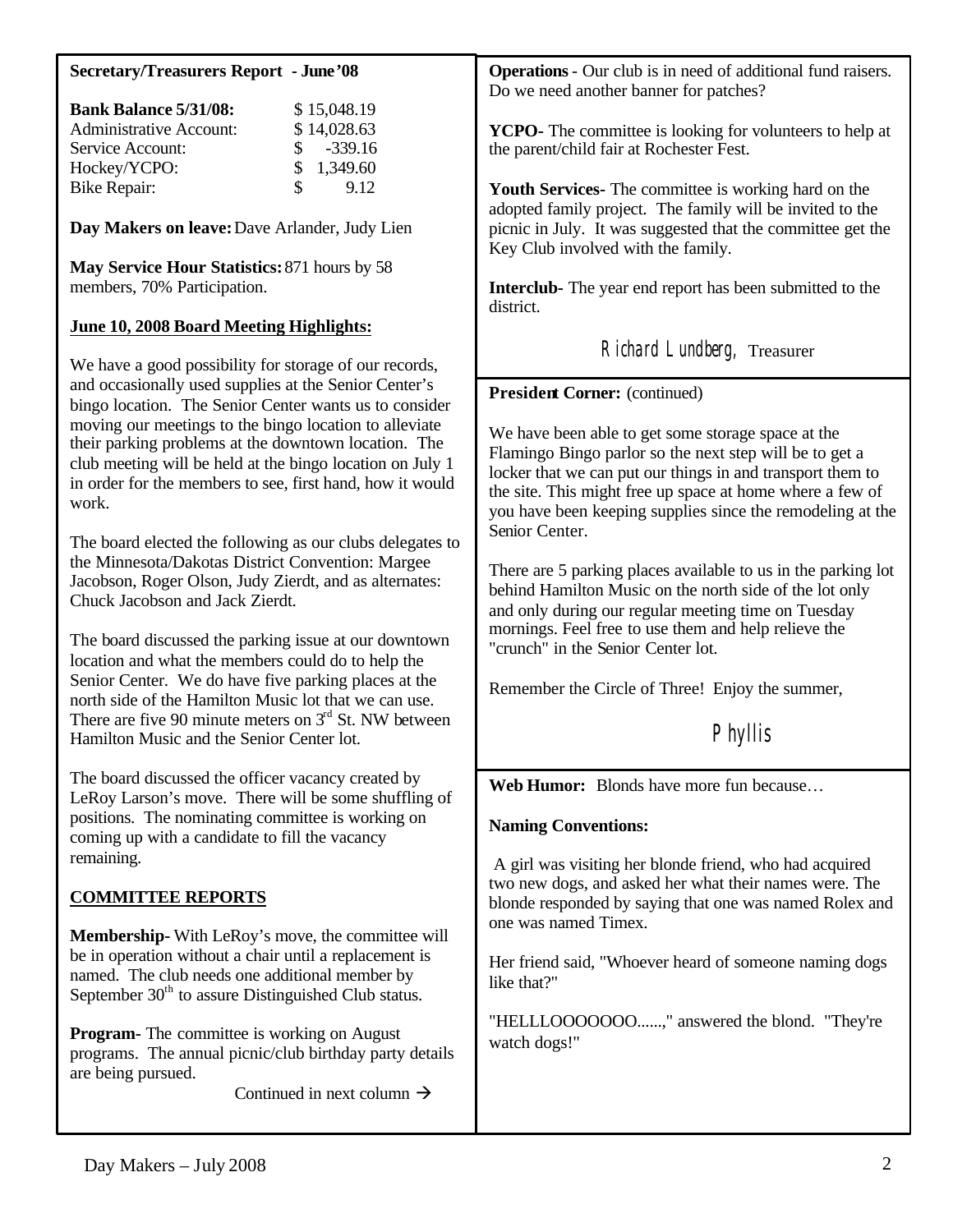**Secretary/Treasurers Report - June '08**

| **Bank Balance 5/31/08:** | $ 15,048.19 |
|---|---|
| Administrative Account: | $ 14,028.63 |
| Service Account: | $ -339.16 |
| Hockey/YCPO: | $ 1,349.60 |
| Bike Repair: | $ 9.12 |

**Day Makers on leave:** Dave Arlander, Judy Lien

**May Service Hour Statistics:** 871 hours by 58 members, 70% Participation.

**June 10, 2008 Board Meeting Highlights:**

We have a good possibility for storage of our records, and occasionally used supplies at the Senior Center's bingo location. The Senior Center wants us to consider moving our meetings to the bingo location to alleviate their parking problems at the downtown location. The club meeting will be held at the bingo location on July 1 in order for the members to see, first hand, how it would work.

The board elected the following as our clubs delegates to the Minnesota/Dakotas District Convention: Margee Jacobson, Roger Olson, Judy Zierdt, and as alternates: Chuck Jacobson and Jack Zierdt.

The board discussed the parking issue at our downtown location and what the members could do to help the Senior Center. We do have five parking places at the north side of the Hamilton Music lot that we can use. There are five 90 minute meters on 3rd St. NW between Hamilton Music and the Senior Center lot.

The board discussed the officer vacancy created by LeRoy Larson's move. There will be some shuffling of positions. The nominating committee is working on coming up with a candidate to fill the vacancy remaining.

**COMMITTEE REPORTS**

**Membership-** With LeRoy's move, the committee will be in operation without a chair until a replacement is named. The club needs one additional member by September 30th to assure Distinguished Club status.

**Program-** The committee is working on August programs. The annual picnic/club birthday party details are being pursued.

Continued in next column →

**Operations** - Our club is in need of additional fund raisers. Do we need another banner for patches?

**YCPO-** The committee is looking for volunteers to help at the parent/child fair at Rochester Fest.

**Youth Services-** The committee is working hard on the adopted family project. The family will be invited to the picnic in July. It was suggested that the committee get the Key Club involved with the family.

**Interclub-** The year end report has been submitted to the district.

Richard Lundberg, Treasurer

**President Corner:** (continued)

We have been able to get some storage space at the Flamingo Bingo parlor so the next step will be to get a locker that we can put our things in and transport them to the site. This might free up space at home where a few of you have been keeping supplies since the remodeling at the Senior Center.

There are 5 parking places available to us in the parking lot behind Hamilton Music on the north side of the lot only and only during our regular meeting time on Tuesday mornings. Feel free to use them and help relieve the "crunch" in the Senior Center lot.

Remember the Circle of Three! Enjoy the summer,

Phyllis

**Web Humor:** Blonds have more fun because…

**Naming Conventions:**

A girl was visiting her blonde friend, who had acquired two new dogs, and asked her what their names were. The blonde responded by saying that one was named Rolex and one was named Timex.

Her friend said, "Whoever heard of someone naming dogs like that?"

"HELLLOOOOOOO......," answered the blond. "They're watch dogs!"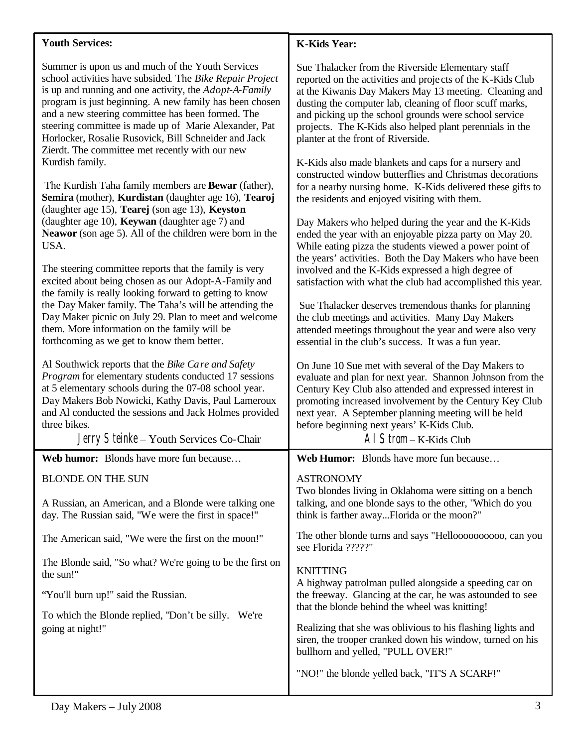**Youth Services:**

Summer is upon us and much of the Youth Services school activities have subsided. The *Bike Repair Project* is up and running and one activity, the *Adopt-A-Family* program is just beginning. A new family has been chosen and a new steering committee has been formed. The steering committee is made up of Marie Alexander, Pat Horlocker, Rosalie Rusovick, Bill Schneider and Jack Zierdt. The committee met recently with our new Kurdish family.

The Kurdish Taha family members are **Bewar** (father), **Semira** (mother), **Kurdistan** (daughter age 16), **Tearoj** (daughter age 15), **Tearej** (son age 13), **Keyston** (daughter age 10), **Keywan** (daughter age 7) and **Neawor** (son age 5). All of the children were born in the USA.

The steering committee reports that the family is very excited about being chosen as our Adopt-A-Family and the family is really looking forward to getting to know the Day Maker family. The Taha's will be attending the Day Maker picnic on July 29. Plan to meet and welcome them. More information on the family will be forthcoming as we get to know them better.

Al Southwick reports that the *Bike Care and Safety Program* for elementary students conducted 17 sessions at 5 elementary schools during the 07-08 school year. Day Makers Bob Nowicki, Kathy Davis, Paul Lameroux and Al conducted the sessions and Jack Holmes provided three bikes.

Jerry Steinke – Youth Services Co-Chair

**K-Kids Year:**

Sue Thalacker from the Riverside Elementary staff reported on the activities and projects of the K-Kids Club at the Kiwanis Day Makers May 13 meeting. Cleaning and dusting the computer lab, cleaning of floor scuff marks, and picking up the school grounds were school service projects. The K-Kids also helped plant perennials in the planter at the front of Riverside.

K-Kids also made blankets and caps for a nursery and constructed window butterflies and Christmas decorations for a nearby nursing home. K-Kids delivered these gifts to the residents and enjoyed visiting with them.

Day Makers who helped during the year and the K-Kids ended the year with an enjoyable pizza party on May 20. While eating pizza the students viewed a power point of the years' activities. Both the Day Makers who have been involved and the K-Kids expressed a high degree of satisfaction with what the club had accomplished this year.

Sue Thalacker deserves tremendous thanks for planning the club meetings and activities. Many Day Makers attended meetings throughout the year and were also very essential in the club's success. It was a fun year.

On June 10 Sue met with several of the Day Makers to evaluate and plan for next year. Shannon Johnson from the Century Key Club also attended and expressed interest in promoting increased involvement by the Century Key Club next year. A September planning meeting will be held before beginning next years' K-Kids Club.

Al Strom – K-Kids Club

**Web humor:** Blonds have more fun because…

BLONDE ON THE SUN

A Russian, an American, and a Blonde were talking one day. The Russian said, "We were the first in space!"

The American said, "We were the first on the moon!"

The Blonde said, "So what? We're going to be the first on the sun!"

"You'll burn up!" said the Russian.

To which the Blonde replied, "Don't be silly. We're going at night!"

**Web Humor:** Blonds have more fun because…

ASTRONOMY
Two blondes living in Oklahoma were sitting on a bench talking, and one blonde says to the other, "Which do you think is farther away...Florida or the moon?"

The other blonde turns and says "Hellooooooooo, can you see Florida ?????"

KNITTING
A highway patrolman pulled alongside a speeding car on the freeway. Glancing at the car, he was astounded to see that the blonde behind the wheel was knitting!

Realizing that she was oblivious to his flashing lights and siren, the trooper cranked down his window, turned on his bullhorn and yelled, "PULL OVER!"

"NO!" the blonde yelled back, "IT'S A SCARF!"